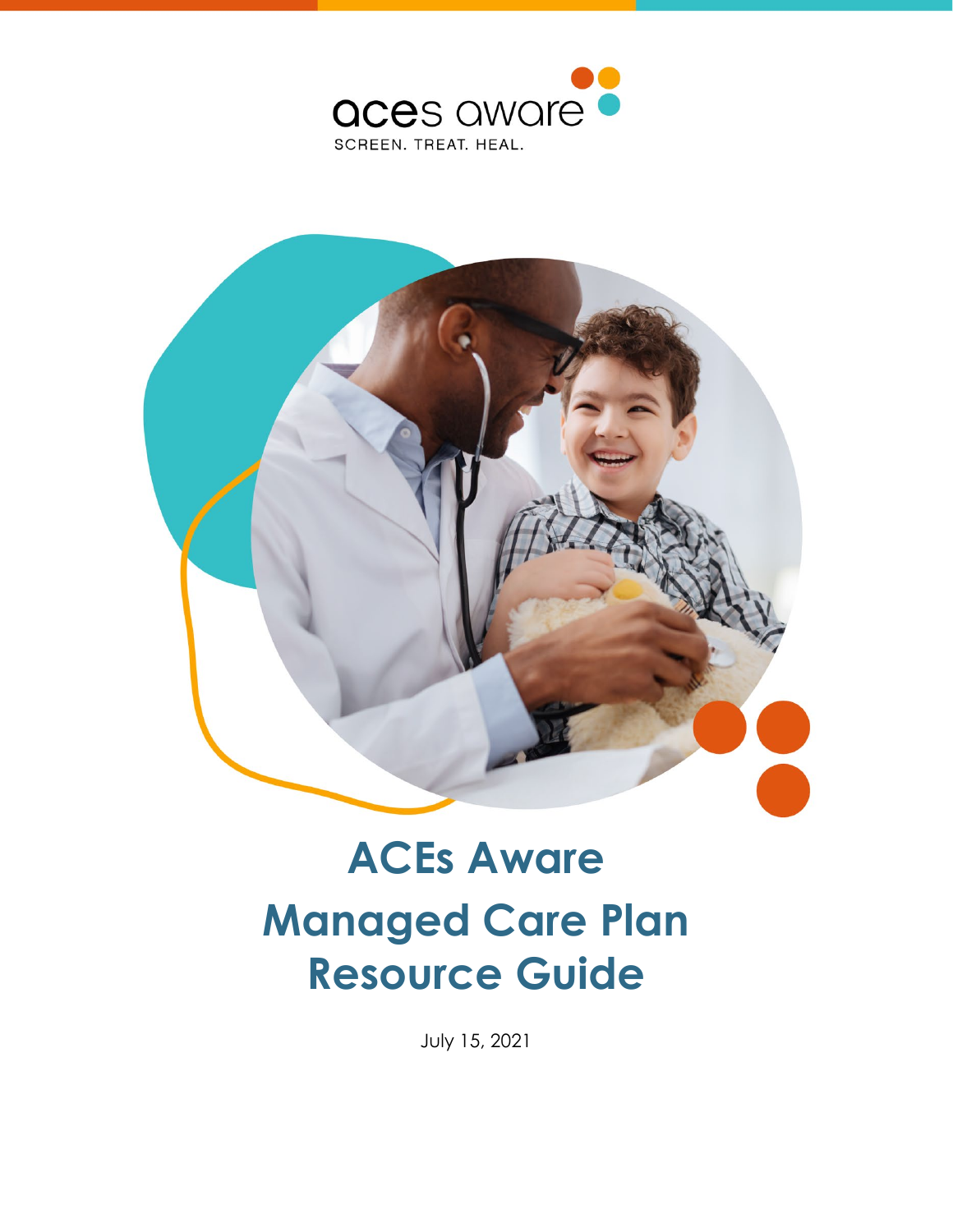aces aware

SCREEN. TREAT. HEAL.

# ACEs Aware Managed Care Plan Resource Guide

July 15, 2021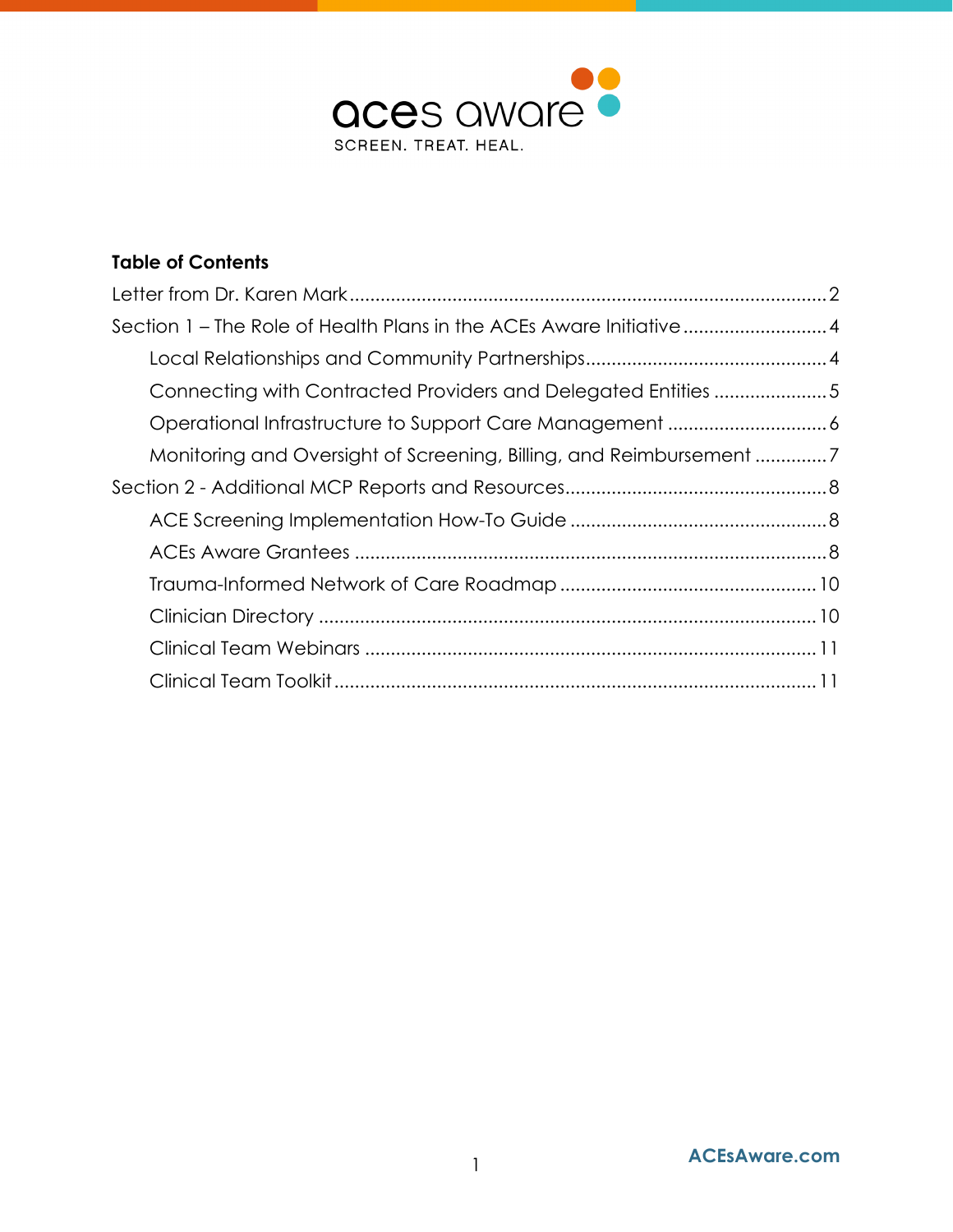aces aware

SCREEN. TREAT. HEAL.

**Table of Contents**

Letter from Dr. Karen Mark ... 2

Section 1 – The Role of Health Plans in the ACEs Aware Initiative ... 4

- Local Relationships and Community Partnerships ... 4
- Connecting with Contracted Providers and Delegated Entities ... 5
- Operational Infrastructure to Support Care Management ... 6
- Monitoring and Oversight of Screening, Billing, and Reimbursement ... 7

Section 2 - Additional MCP Reports and Resources ... 8

- ACE Screening Implementation How-To Guide ... 8
- ACEs Aware Grantees ... 8
- Trauma-Informed Network of Care Roadmap ... 10
- Clinician Directory ... 10
- Clinical Team Webinars ... 11
- Clinical Team Toolkit ... 11

ACEsAware.com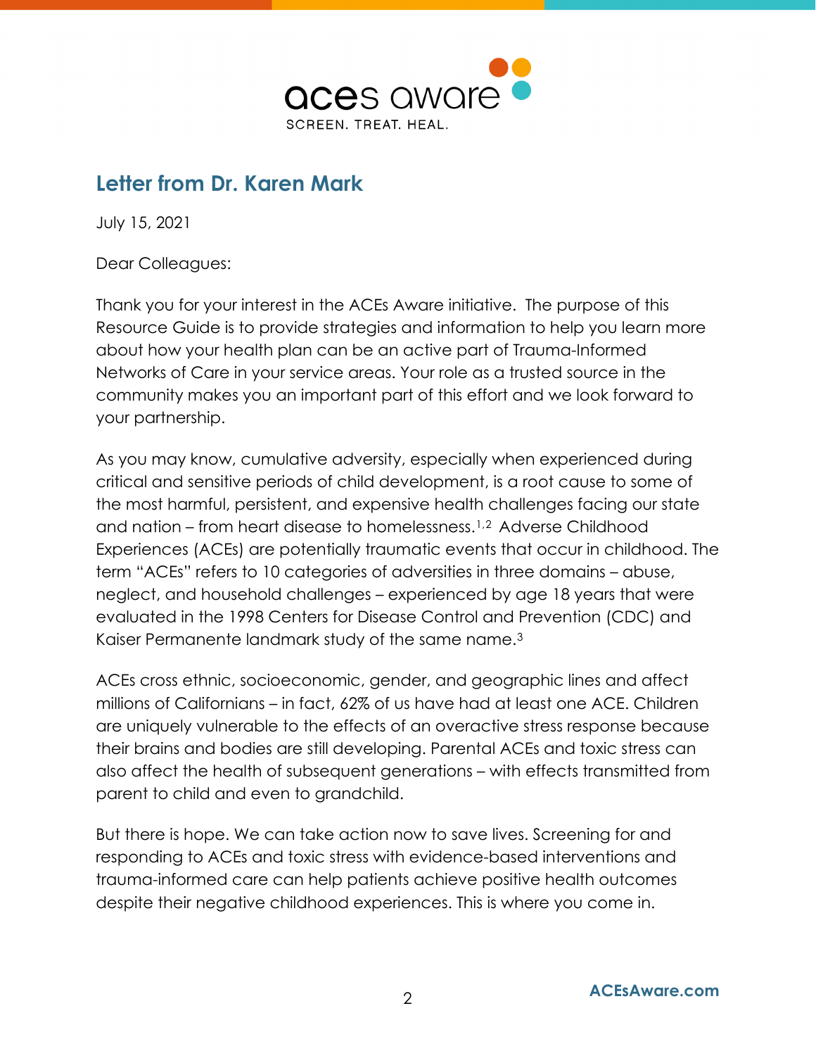## Letter from Dr. Karen Mark

July 15, 2021

Dear Colleagues:

Thank you for your interest in the ACEs Aware initiative. The purpose of this Resource Guide is to provide strategies and information to help you learn more about how your health plan can be an active part of Trauma-Informed Networks of Care in your service areas. Your role as a trusted source in the community makes you an important part of this effort and we look forward to your partnership.

As you may know, cumulative adversity, especially when experienced during critical and sensitive periods of child development, is a root cause to some of the most harmful, persistent, and expensive health challenges facing our state and nation – from heart disease to homelessness.[1,2] Adverse Childhood Experiences (ACEs) are potentially traumatic events that occur in childhood. The term "ACEs" refers to 10 categories of adversities in three domains – abuse, neglect, and household challenges – experienced by age 18 years that were evaluated in the 1998 Centers for Disease Control and Prevention (CDC) and Kaiser Permanente landmark study of the same name.[3]

ACEs cross ethnic, socioeconomic, gender, and geographic lines and affect millions of Californians – in fact, 62% of us have had at least one ACE. Children are uniquely vulnerable to the effects of an overactive stress response because their brains and bodies are still developing. Parental ACEs and toxic stress can also affect the health of subsequent generations – with effects transmitted from parent to child and even to grandchild.

But there is hope. We can take action now to save lives. Screening for and responding to ACEs and toxic stress with evidence-based interventions and trauma-informed care can help patients achieve positive health outcomes despite their negative childhood experiences. This is where you come in.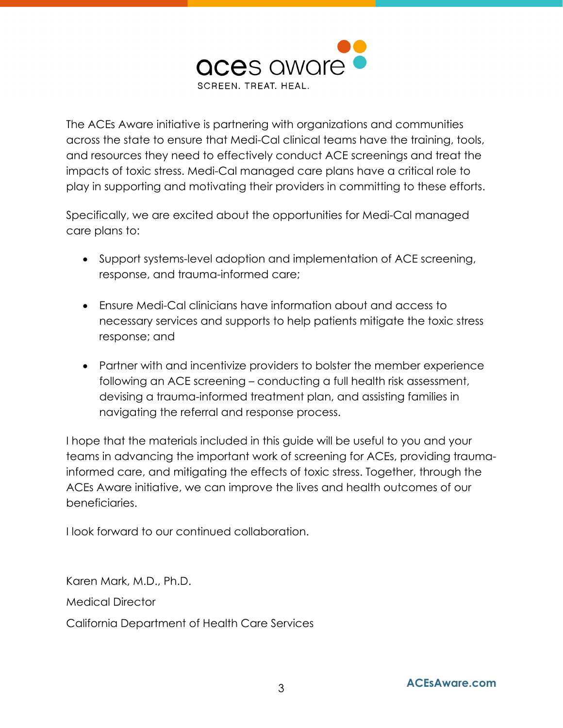The ACEs Aware initiative is partnering with organizations and communities across the state to ensure that Medi-Cal clinical teams have the training, tools, and resources they need to effectively conduct ACE screenings and treat the impacts of toxic stress. Medi-Cal managed care plans have a critical role to play in supporting and motivating their providers in committing to these efforts.

Specifically, we are excited about the opportunities for Medi-Cal managed care plans to:

- Support systems-level adoption and implementation of ACE screening, response, and trauma-informed care;
- Ensure Medi-Cal clinicians have information about and access to necessary services and supports to help patients mitigate the toxic stress response; and
- Partner with and incentivize providers to bolster the member experience following an ACE screening – conducting a full health risk assessment, devising a trauma-informed treatment plan, and assisting families in navigating the referral and response process.

I hope that the materials included in this guide will be useful to you and your teams in advancing the important work of screening for ACEs, providing trauma-informed care, and mitigating the effects of toxic stress. Together, through the ACEs Aware initiative, we can improve the lives and health outcomes of our beneficiaries.

I look forward to our continued collaboration.

Karen Mark, M.D., Ph.D.

Medical Director

California Department of Health Care Services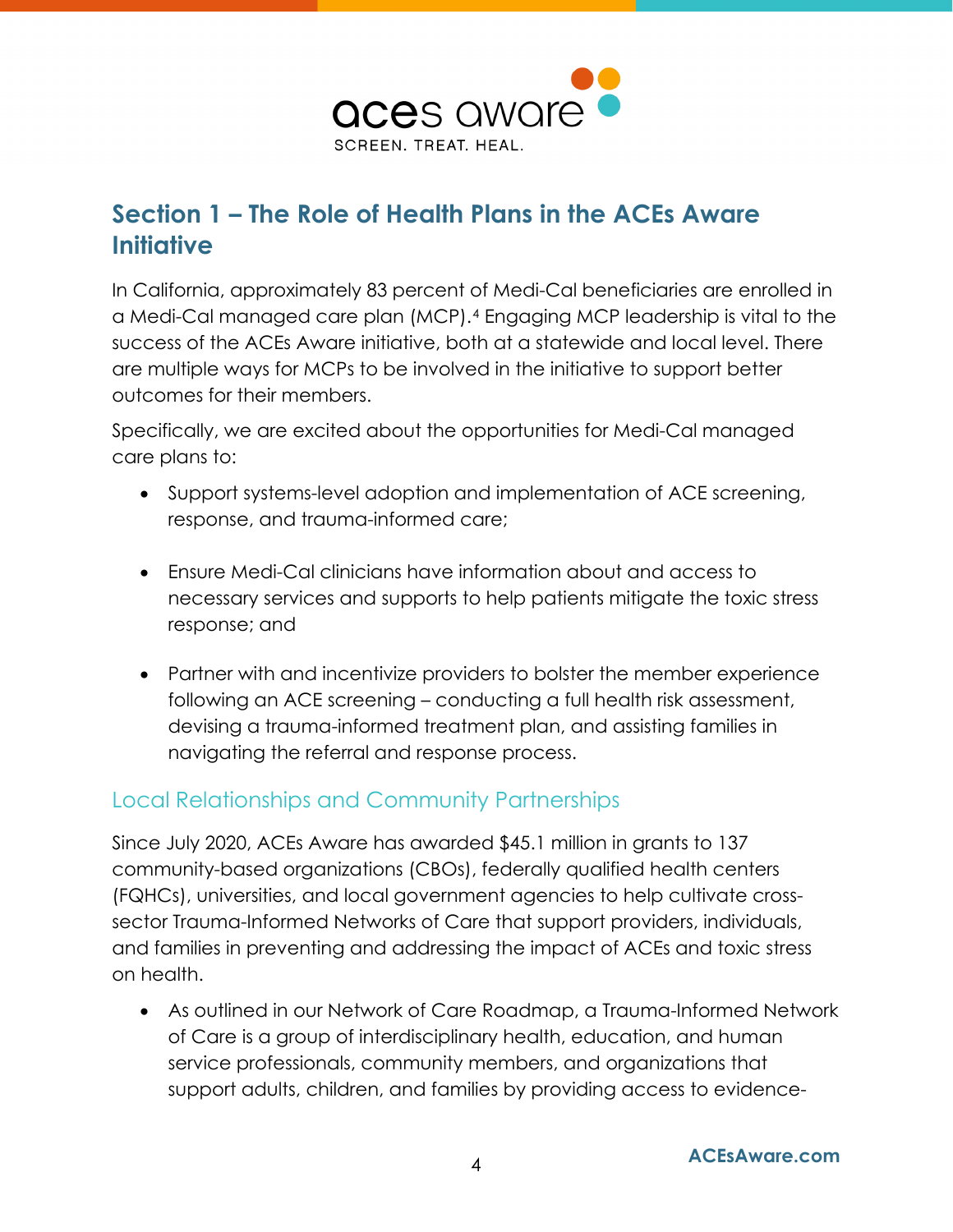## Section 1 – The Role of Health Plans in the ACEs Aware Initiative

In California, approximately 83 percent of Medi-Cal beneficiaries are enrolled in a Medi-Cal managed care plan (MCP).[4] Engaging MCP leadership is vital to the success of the ACEs Aware initiative, both at a statewide and local level. There are multiple ways for MCPs to be involved in the initiative to support better outcomes for their members.

Specifically, we are excited about the opportunities for Medi-Cal managed care plans to:

- Support systems-level adoption and implementation of ACE screening, response, and trauma-informed care;
- Ensure Medi-Cal clinicians have information about and access to necessary services and supports to help patients mitigate the toxic stress response; and
- Partner with and incentivize providers to bolster the member experience following an ACE screening – conducting a full health risk assessment, devising a trauma-informed treatment plan, and assisting families in navigating the referral and response process.

### Local Relationships and Community Partnerships

Since July 2020, ACEs Aware has awarded $45.1 million in grants to 137 community-based organizations (CBOs), federally qualified health centers (FQHCs), universities, and local government agencies to help cultivate cross-sector Trauma-Informed Networks of Care that support providers, individuals, and families in preventing and addressing the impact of ACEs and toxic stress on health.

- As outlined in our Network of Care Roadmap, a Trauma-Informed Network of Care is a group of interdisciplinary health, education, and human service professionals, community members, and organizations that support adults, children, and families by providing access to evidence-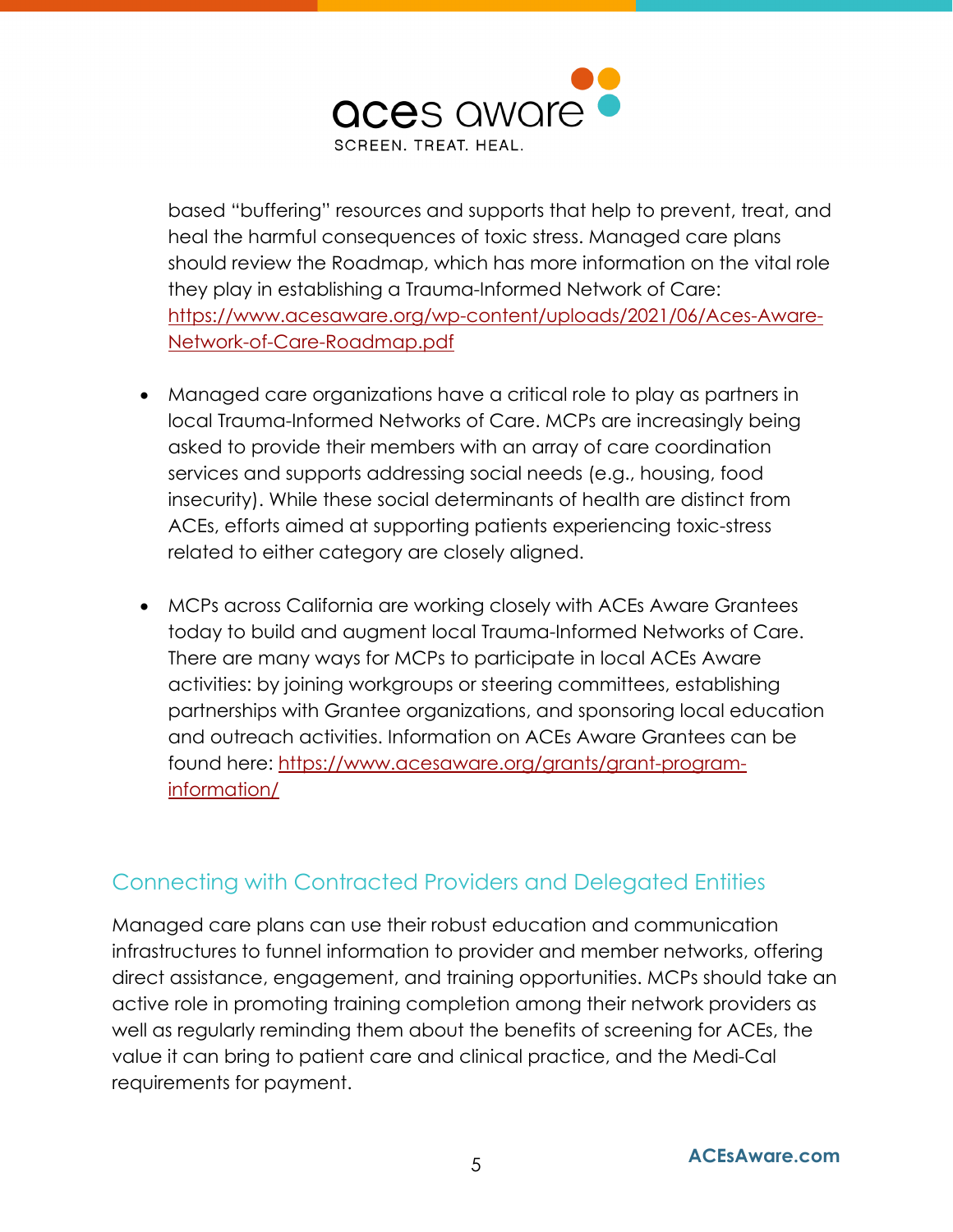based "buffering" resources and supports that help to prevent, treat, and heal the harmful consequences of toxic stress. Managed care plans should review the Roadmap, which has more information on the vital role they play in establishing a Trauma-Informed Network of Care: [https://www.acesaware.org/wp-content/uploads/2021/06/Aces-Aware-Network-of-Care-Roadmap.pdf](https://www.acesaware.org/wp-content/uploads/2021/06/Aces-Aware-Network-of-Care-Roadmap.pdf)

- Managed care organizations have a critical role to play as partners in local Trauma-Informed Networks of Care. MCPs are increasingly being asked to provide their members with an array of care coordination services and supports addressing social needs (e.g., housing, food insecurity). While these social determinants of health are distinct from ACEs, efforts aimed at supporting patients experiencing toxic-stress related to either category are closely aligned.

- MCPs across California are working closely with ACEs Aware Grantees today to build and augment local Trauma-Informed Networks of Care. There are many ways for MCPs to participate in local ACEs Aware activities: by joining workgroups or steering committees, establishing partnerships with Grantee organizations, and sponsoring local education and outreach activities. Information on ACEs Aware Grantees can be found here: [https://www.acesaware.org/grants/grant-program-information/](https://www.acesaware.org/grants/grant-program-information/)

## Connecting with Contracted Providers and Delegated Entities

Managed care plans can use their robust education and communication infrastructures to funnel information to provider and member networks, offering direct assistance, engagement, and training opportunities. MCPs should take an active role in promoting training completion among their network providers as well as regularly reminding them about the benefits of screening for ACEs, the value it can bring to patient care and clinical practice, and the Medi-Cal requirements for payment.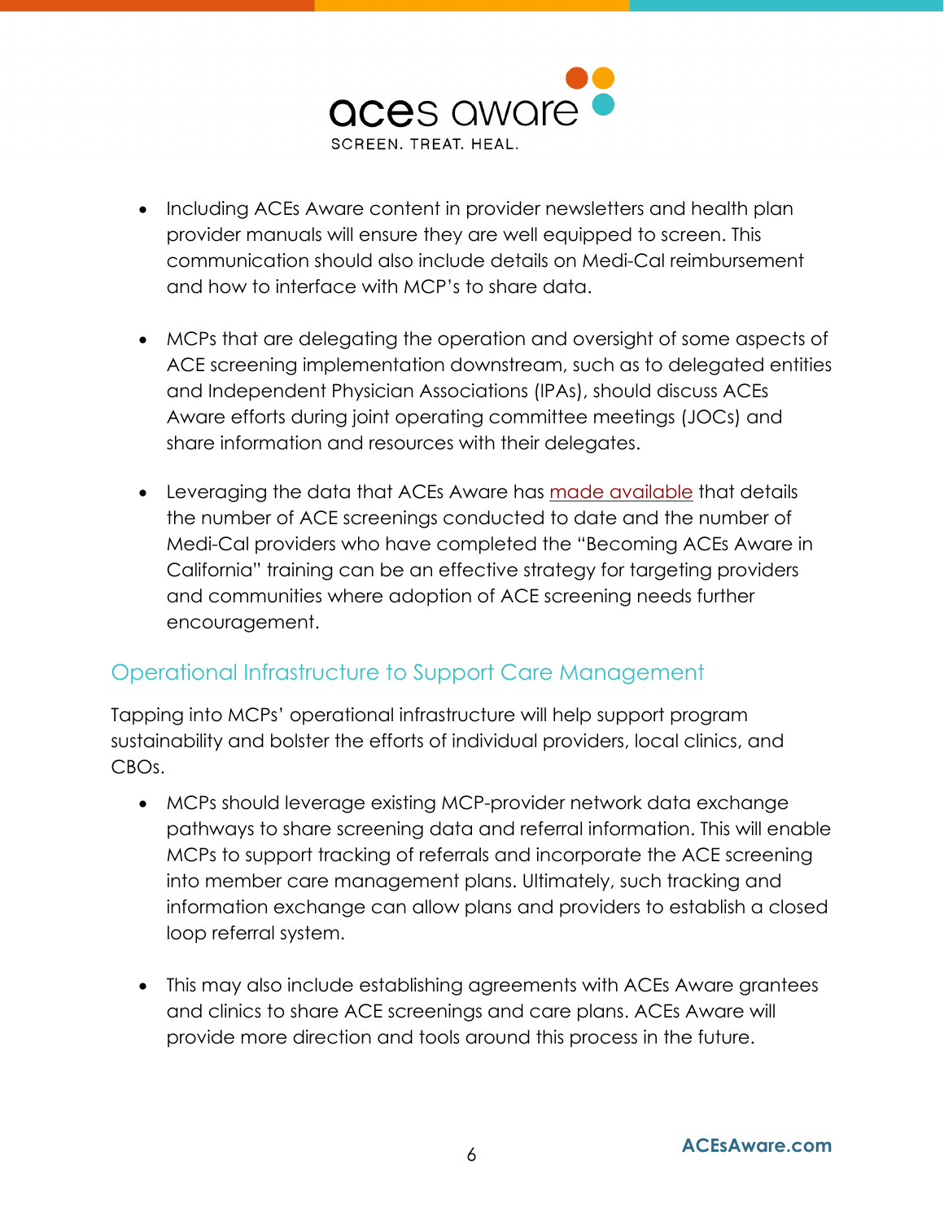- Including ACEs Aware content in provider newsletters and health plan provider manuals will ensure they are well equipped to screen. This communication should also include details on Medi-Cal reimbursement and how to interface with MCP's to share data.

- MCPs that are delegating the operation and oversight of some aspects of ACE screening implementation downstream, such as to delegated entities and Independent Physician Associations (IPAs), should discuss ACEs Aware efforts during joint operating committee meetings (JOCs) and share information and resources with their delegates.

- Leveraging the data that ACEs Aware has made available that details the number of ACE screenings conducted to date and the number of Medi-Cal providers who have completed the "Becoming ACEs Aware in California" training can be an effective strategy for targeting providers and communities where adoption of ACE screening needs further encouragement.

## Operational Infrastructure to Support Care Management

Tapping into MCPs' operational infrastructure will help support program sustainability and bolster the efforts of individual providers, local clinics, and CBOs.

- MCPs should leverage existing MCP-provider network data exchange pathways to share screening data and referral information. This will enable MCPs to support tracking of referrals and incorporate the ACE screening into member care management plans. Ultimately, such tracking and information exchange can allow plans and providers to establish a closed loop referral system.

- This may also include establishing agreements with ACEs Aware grantees and clinics to share ACE screenings and care plans. ACEs Aware will provide more direction and tools around this process in the future.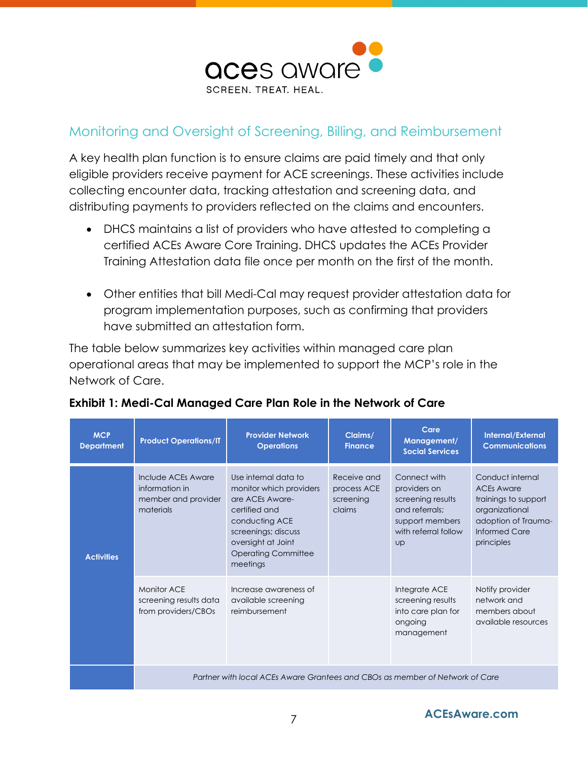## Monitoring and Oversight of Screening, Billing, and Reimbursement

A key health plan function is to ensure claims are paid timely and that only eligible providers receive payment for ACE screenings. These activities include collecting encounter data, tracking attestation and screening data, and distributing payments to providers reflected on the claims and encounters.

- DHCS maintains a list of providers who have attested to completing a certified ACEs Aware Core Training. DHCS updates the ACEs Provider Training Attestation data file once per month on the first of the month.

- Other entities that bill Medi-Cal may request provider attestation data for program implementation purposes, such as confirming that providers have submitted an attestation form.

The table below summarizes key activities within managed care plan operational areas that may be implemented to support the MCP's role in the Network of Care.

**Exhibit 1: Medi-Cal Managed Care Plan Role in the Network of Care**

| MCP Department | Product Operations/IT | Provider Network Operations | Claims/ Finance | Care Management/ Social Services | Internal/External Communications |
|---|---|---|---|---|---|
| Activities | Include ACEs Aware information in member and provider materials | Use internal data to monitor which providers are ACEs Aware-certified and conducting ACE screenings; discuss oversight at Joint Operating Committee meetings | Receive and process ACE screening claims | Connect with providers on screening results and referrals; support members with referral follow up | Conduct internal ACEs Aware trainings to support organizational adoption of Trauma-Informed Care principles |
| | Monitor ACE screening results data from providers/CBOs | Increase awareness of available screening reimbursement | | Integrate ACE screening results into care plan for ongoing management | Notify provider network and members about available resources |
| | *Partner with local ACEs Aware Grantees and CBOs as member of Network of Care* | | | | |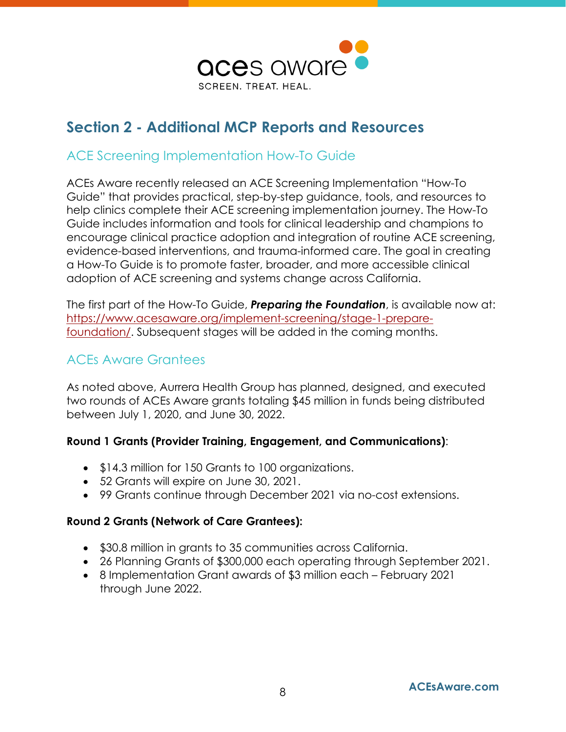## Section 2 - Additional MCP Reports and Resources

### ACE Screening Implementation How-To Guide

ACEs Aware recently released an ACE Screening Implementation "How-To Guide" that provides practical, step-by-step guidance, tools, and resources to help clinics complete their ACE screening implementation journey. The How-To Guide includes information and tools for clinical leadership and champions to encourage clinical practice adoption and integration of routine ACE screening, evidence-based interventions, and trauma-informed care. The goal in creating a How-To Guide is to promote faster, broader, and more accessible clinical adoption of ACE screening and systems change across California.

The first part of the How-To Guide, ***Preparing the Foundation***, is available now at: https://www.acesaware.org/implement-screening/stage-1-prepare-foundation/. Subsequent stages will be added in the coming months.

### ACEs Aware Grantees

As noted above, Aurrera Health Group has planned, designed, and executed two rounds of ACEs Aware grants totaling $45 million in funds being distributed between July 1, 2020, and June 30, 2022.

**Round 1 Grants (Provider Training, Engagement, and Communications)**:

- $14.3 million for 150 Grants to 100 organizations.
- 52 Grants will expire on June 30, 2021.
- 99 Grants continue through December 2021 via no-cost extensions.

**Round 2 Grants (Network of Care Grantees):**

- $30.8 million in grants to 35 communities across California.
- 26 Planning Grants of $300,000 each operating through September 2021.
- 8 Implementation Grant awards of $3 million each – February 2021 through June 2022.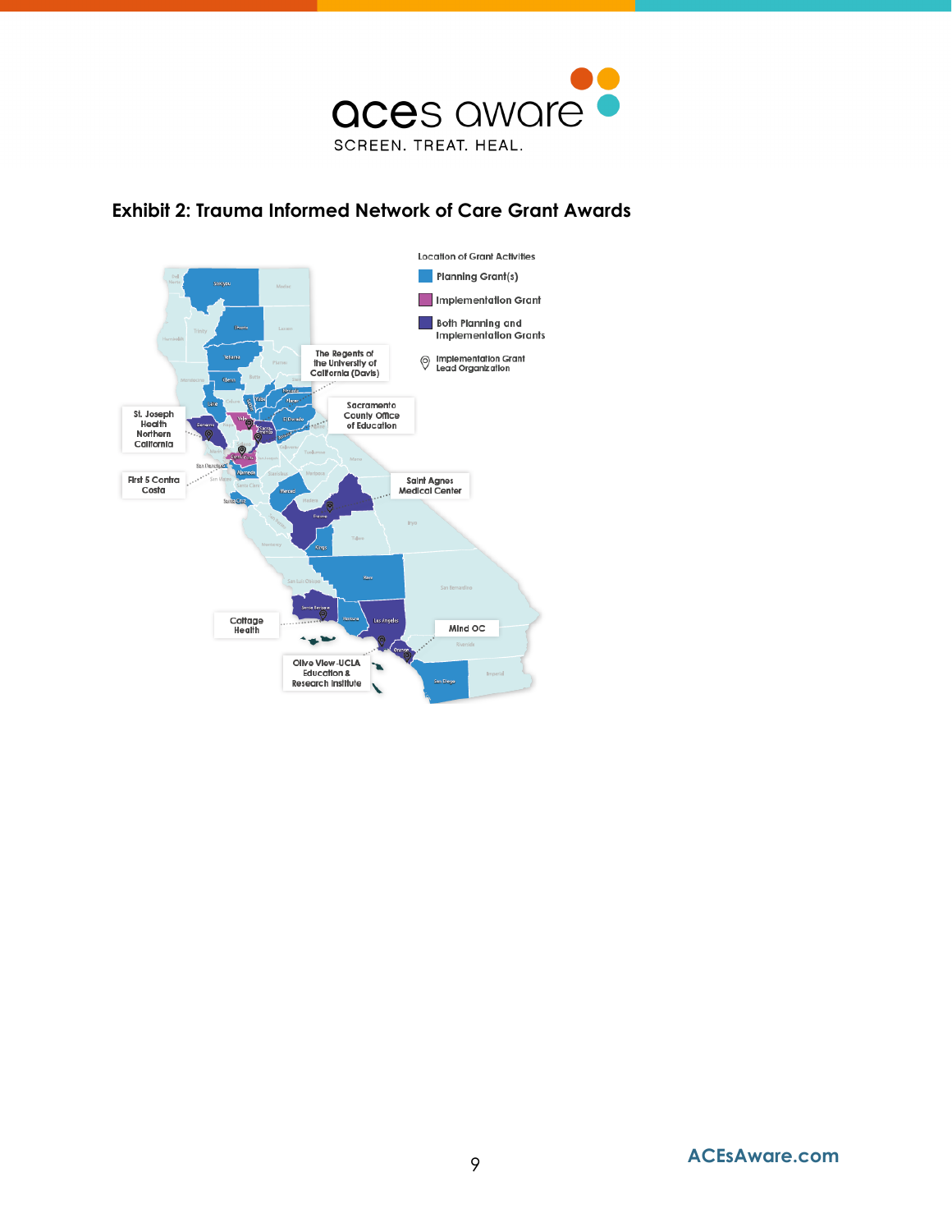## Exhibit 2: Trauma Informed Network of Care Grant Awards

Location of Grant Activities

- Planning Grant(s)
- Implementation Grant
- Both Planning and Implementation Grants
- Implementation Grant Lead Organization

The Regents of the University of California (Davis)

Sacramento County Office of Education

St. Joseph Health Northern California

First 5 Contra Costa

Saint Agnes Medical Center

Cottage Health

Mind OC

Olive View-UCLA Education & Research Institute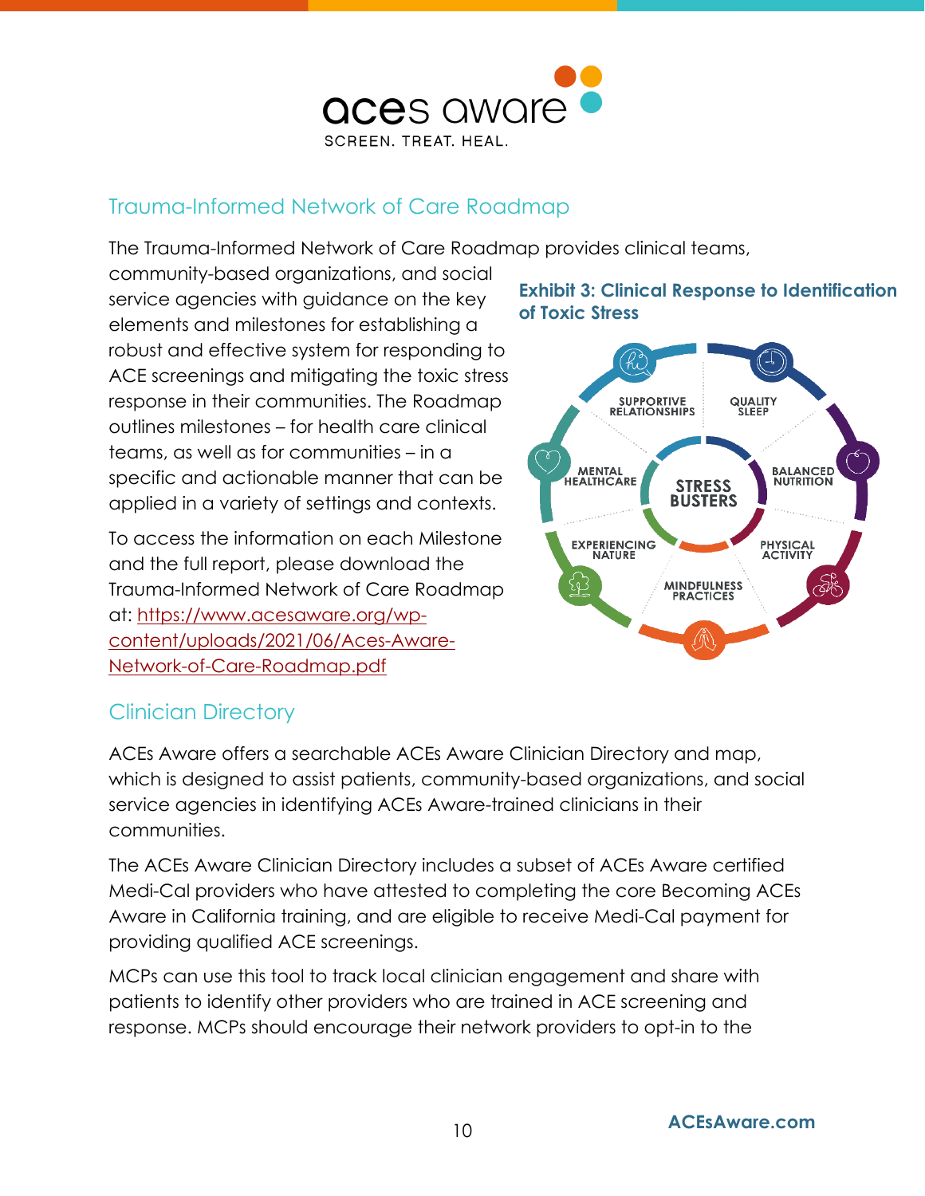## Trauma-Informed Network of Care Roadmap

The Trauma-Informed Network of Care Roadmap provides clinical teams, community-based organizations, and social service agencies with guidance on the key elements and milestones for establishing a robust and effective system for responding to ACE screenings and mitigating the toxic stress response in their communities. The Roadmap outlines milestones – for health care clinical teams, as well as for communities – in a specific and actionable manner that can be applied in a variety of settings and contexts.

To access the information on each Milestone and the full report, please download the Trauma-Informed Network of Care Roadmap at: [https://www.acesaware.org/wp-content/uploads/2021/06/Aces-Aware-Network-of-Care-Roadmap.pdf](https://www.acesaware.org/wp-content/uploads/2021/06/Aces-Aware-Network-of-Care-Roadmap.pdf)

**Exhibit 3: Clinical Response to Identification of Toxic Stress**

STRESS BUSTERS: Supportive Relationships, Quality Sleep, Balanced Nutrition, Physical Activity, Mindfulness Practices, Experiencing Nature, Mental Healthcare

## Clinician Directory

ACEs Aware offers a searchable ACEs Aware Clinician Directory and map, which is designed to assist patients, community-based organizations, and social service agencies in identifying ACEs Aware-trained clinicians in their communities.

The ACEs Aware Clinician Directory includes a subset of ACEs Aware certified Medi-Cal providers who have attested to completing the core Becoming ACEs Aware in California training, and are eligible to receive Medi-Cal payment for providing qualified ACE screenings.

MCPs can use this tool to track local clinician engagement and share with patients to identify other providers who are trained in ACE screening and response. MCPs should encourage their network providers to opt-in to the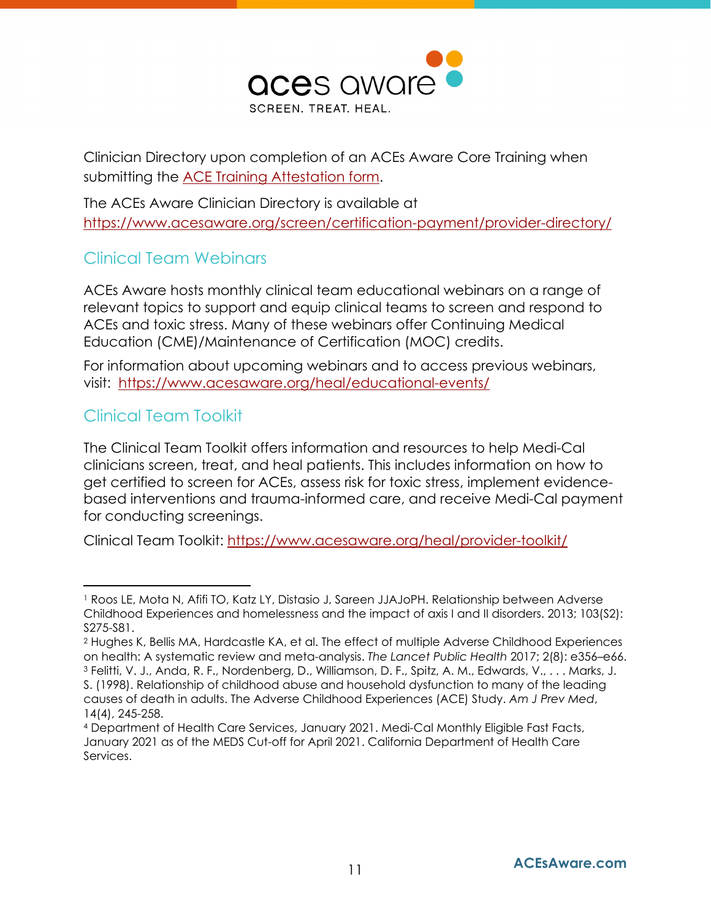Clinician Directory upon completion of an ACEs Aware Core Training when submitting the [ACE Training Attestation form](#).

The ACEs Aware Clinician Directory is available at https://www.acesaware.org/screen/certification-payment/provider-directory/

## Clinical Team Webinars

ACEs Aware hosts monthly clinical team educational webinars on a range of relevant topics to support and equip clinical teams to screen and respond to ACEs and toxic stress. Many of these webinars offer Continuing Medical Education (CME)/Maintenance of Certification (MOC) credits.

For information about upcoming webinars and to access previous webinars, visit: https://www.acesaware.org/heal/educational-events/

## Clinical Team Toolkit

The Clinical Team Toolkit offers information and resources to help Medi-Cal clinicians screen, treat, and heal patients. This includes information on how to get certified to screen for ACEs, assess risk for toxic stress, implement evidence-based interventions and trauma-informed care, and receive Medi-Cal payment for conducting screenings.

Clinical Team Toolkit: https://www.acesaware.org/heal/provider-toolkit/

---

[1] Roos LE, Mota N, Afifi TO, Katz LY, Distasio J, Sareen JJAJoPH. Relationship between Adverse Childhood Experiences and homelessness and the impact of axis I and II disorders. 2013; 103(S2): S275-S81.

[2] Hughes K, Bellis MA, Hardcastle KA, et al. The effect of multiple Adverse Childhood Experiences on health: A systematic review and meta-analysis. *The Lancet Public Health* 2017; 2(8): e356–e66.

[3] Felitti, V. J., Anda, R. F., Nordenberg, D., Williamson, D. F., Spitz, A. M., Edwards, V., . . . Marks, J. S. (1998). Relationship of childhood abuse and household dysfunction to many of the leading causes of death in adults. The Adverse Childhood Experiences (ACE) Study. *Am J Prev Med*, 14(4), 245-258.

[4] Department of Health Care Services, January 2021. Medi-Cal Monthly Eligible Fast Facts, January 2021 as of the MEDS Cut-off for April 2021. California Department of Health Care Services.